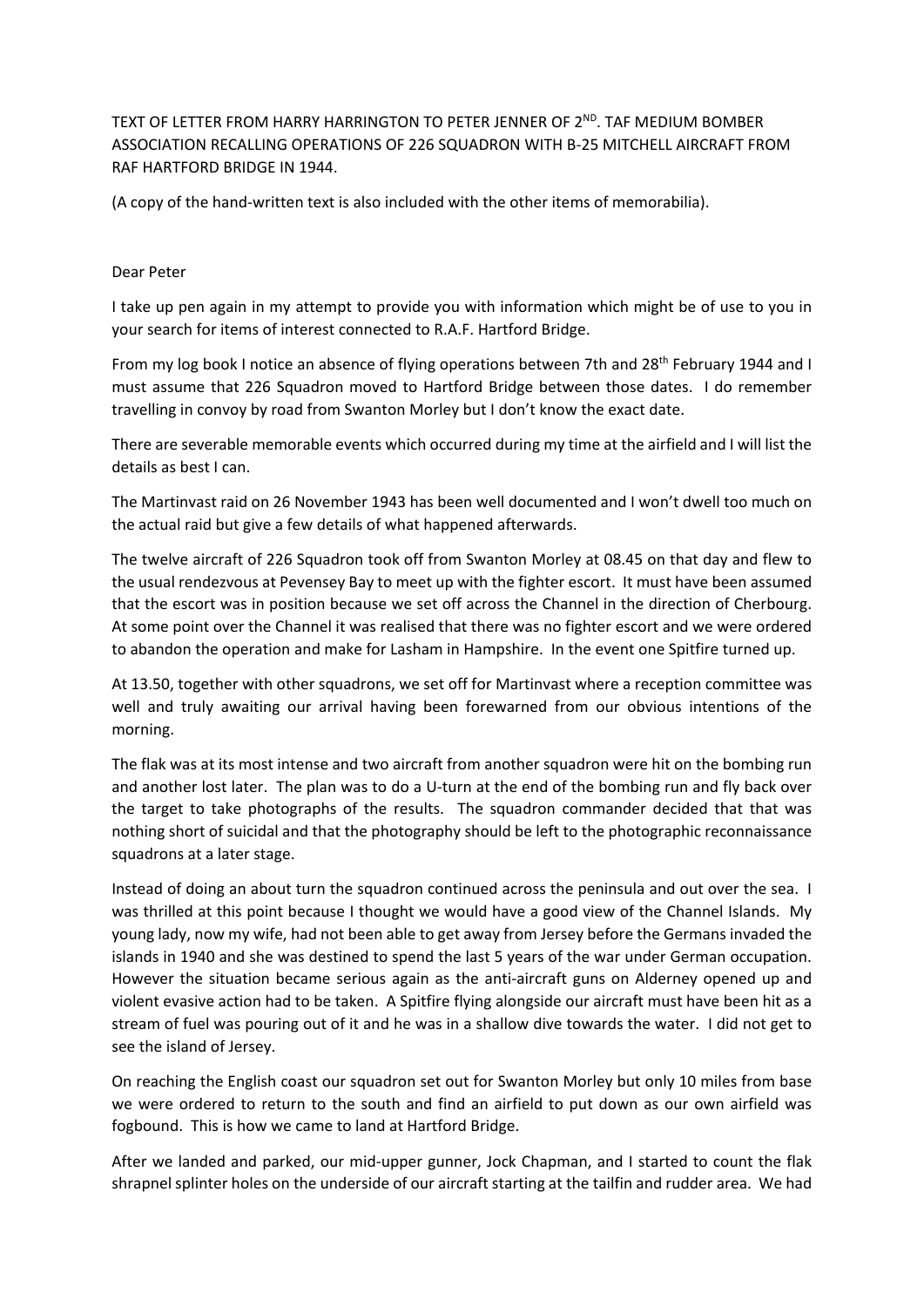TEXT OF LETTER FROM HARRY HARRINGTON TO PETER JENNER OF 2ND. TAF MEDIUM BOMBER ASSOCIATION RECALLING OPERATIONS OF 226 SQUADRON WITH B-25 MITCHELL AIRCRAFT FROM RAF HARTFORD BRIDGE IN 1944.

(A copy of the hand-written text is also included with the other items of memorabilia).

Dear Peter

I take up pen again in my attempt to provide you with information which might be of use to you in your search for items of interest connected to R.A.F. Hartford Bridge.

From my log book I notice an absence of flying operations between 7th and 28th February 1944 and I must assume that 226 Squadron moved to Hartford Bridge between those dates. I do remember travelling in convoy by road from Swanton Morley but I don't know the exact date.

There are severable memorable events which occurred during my time at the airfield and I will list the details as best I can.

The Martinvast raid on 26 November 1943 has been well documented and I won't dwell too much on the actual raid but give a few details of what happened afterwards.

The twelve aircraft of 226 Squadron took off from Swanton Morley at 08.45 on that day and flew to the usual rendezvous at Pevensey Bay to meet up with the fighter escort. It must have been assumed that the escort was in position because we set off across the Channel in the direction of Cherbourg. At some point over the Channel it was realised that there was no fighter escort and we were ordered to abandon the operation and make for Lasham in Hampshire. In the event one Spitfire turned up.

At 13.50, together with other squadrons, we set off for Martinvast where a reception committee was well and truly awaiting our arrival having been forewarned from our obvious intentions of the morning.

The flak was at its most intense and two aircraft from another squadron were hit on the bombing run and another lost later. The plan was to do a U-turn at the end of the bombing run and fly back over the target to take photographs of the results. The squadron commander decided that that was nothing short of suicidal and that the photography should be left to the photographic reconnaissance squadrons at a later stage.

Instead of doing an about turn the squadron continued across the peninsula and out over the sea. I was thrilled at this point because I thought we would have a good view of the Channel Islands. My young lady, now my wife, had not been able to get away from Jersey before the Germans invaded the islands in 1940 and she was destined to spend the last 5 years of the war under German occupation. However the situation became serious again as the anti-aircraft guns on Alderney opened up and violent evasive action had to be taken. A Spitfire flying alongside our aircraft must have been hit as a stream of fuel was pouring out of it and he was in a shallow dive towards the water. I did not get to see the island of Jersey.

On reaching the English coast our squadron set out for Swanton Morley but only 10 miles from base we were ordered to return to the south and find an airfield to put down as our own airfield was fogbound. This is how we came to land at Hartford Bridge.

After we landed and parked, our mid-upper gunner, Jock Chapman, and I started to count the flak shrapnel splinter holes on the underside of our aircraft starting at the tailfin and rudder area. We had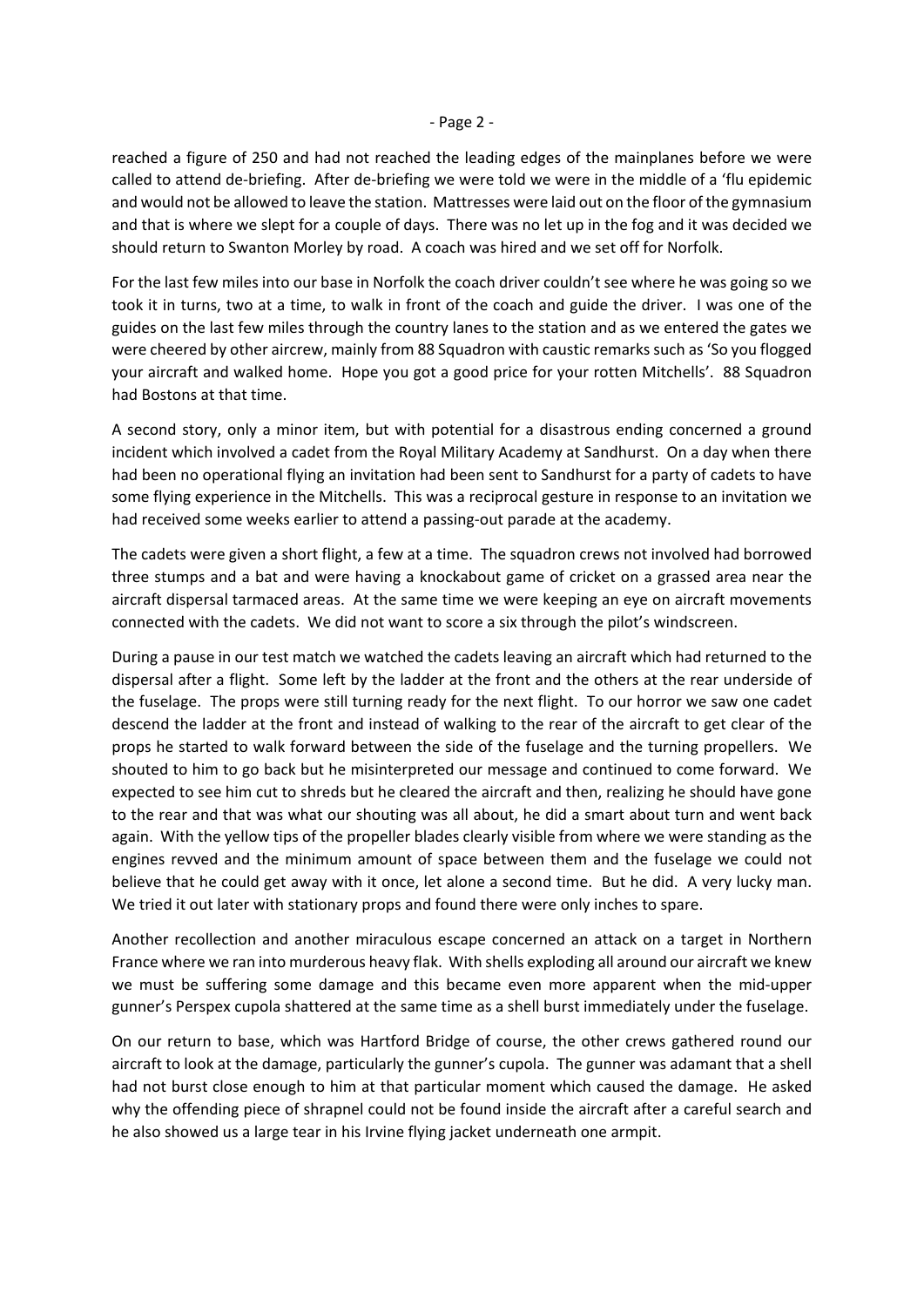reached a figure of 250 and had not reached the leading edges of the mainplanes before we were called to attend de-briefing. After de-briefing we were told we were in the middle of a 'flu epidemic and would not be allowed to leave the station. Mattresses were laid out on the floor of the gymnasium and that is where we slept for a couple of days. There was no let up in the fog and it was decided we should return to Swanton Morley by road. A coach was hired and we set off for Norfolk.

For the last few miles into our base in Norfolk the coach driver couldn't see where he was going so we took it in turns, two at a time, to walk in front of the coach and guide the driver. I was one of the guides on the last few miles through the country lanes to the station and as we entered the gates we were cheered by other aircrew, mainly from 88 Squadron with caustic remarks such as 'So you flogged your aircraft and walked home. Hope you got a good price for your rotten Mitchells'. 88 Squadron had Bostons at that time.

A second story, only a minor item, but with potential for a disastrous ending concerned a ground incident which involved a cadet from the Royal Military Academy at Sandhurst. On a day when there had been no operational flying an invitation had been sent to Sandhurst for a party of cadets to have some flying experience in the Mitchells. This was a reciprocal gesture in response to an invitation we had received some weeks earlier to attend a passing-out parade at the academy.

The cadets were given a short flight, a few at a time. The squadron crews not involved had borrowed three stumps and a bat and were having a knockabout game of cricket on a grassed area near the aircraft dispersal tarmaced areas. At the same time we were keeping an eye on aircraft movements connected with the cadets. We did not want to score a six through the pilot's windscreen.

During a pause in our test match we watched the cadets leaving an aircraft which had returned to the dispersal after a flight. Some left by the ladder at the front and the others at the rear underside of the fuselage. The props were still turning ready for the next flight. To our horror we saw one cadet descend the ladder at the front and instead of walking to the rear of the aircraft to get clear of the props he started to walk forward between the side of the fuselage and the turning propellers. We shouted to him to go back but he misinterpreted our message and continued to come forward. We expected to see him cut to shreds but he cleared the aircraft and then, realizing he should have gone to the rear and that was what our shouting was all about, he did a smart about turn and went back again. With the yellow tips of the propeller blades clearly visible from where we were standing as the engines revved and the minimum amount of space between them and the fuselage we could not believe that he could get away with it once, let alone a second time. But he did. A very lucky man. We tried it out later with stationary props and found there were only inches to spare.

Another recollection and another miraculous escape concerned an attack on a target in Northern France where we ran into murderous heavy flak. With shells exploding all around our aircraft we knew we must be suffering some damage and this became even more apparent when the mid-upper gunner's Perspex cupola shattered at the same time as a shell burst immediately under the fuselage.

On our return to base, which was Hartford Bridge of course, the other crews gathered round our aircraft to look at the damage, particularly the gunner's cupola. The gunner was adamant that a shell had not burst close enough to him at that particular moment which caused the damage. He asked why the offending piece of shrapnel could not be found inside the aircraft after a careful search and he also showed us a large tear in his Irvine flying jacket underneath one armpit.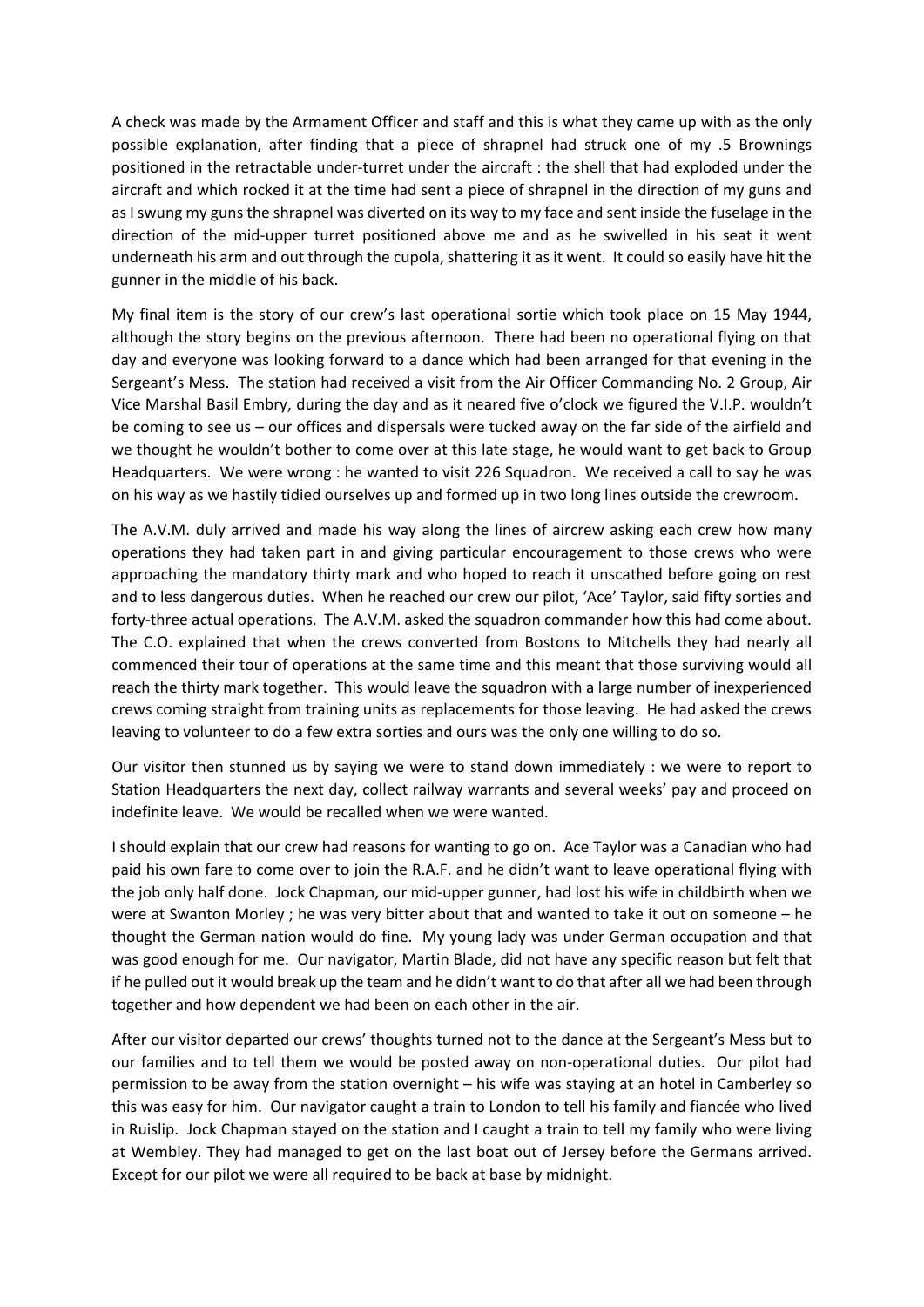A check was made by the Armament Officer and staff and this is what they came up with as the only possible explanation, after finding that a piece of shrapnel had struck one of my .5 Brownings positioned in the retractable under-turret under the aircraft : the shell that had exploded under the aircraft and which rocked it at the time had sent a piece of shrapnel in the direction of my guns and as I swung my guns the shrapnel was diverted on its way to my face and sent inside the fuselage in the direction of the mid-upper turret positioned above me and as he swivelled in his seat it went underneath his arm and out through the cupola, shattering it as it went. It could so easily have hit the gunner in the middle of his back.

My final item is the story of our crew's last operational sortie which took place on 15 May 1944, although the story begins on the previous afternoon. There had been no operational flying on that day and everyone was looking forward to a dance which had been arranged for that evening in the Sergeant's Mess. The station had received a visit from the Air Officer Commanding No. 2 Group, Air Vice Marshal Basil Embry, during the day and as it neared five o'clock we figured the V.I.P. wouldn't be coming to see us – our offices and dispersals were tucked away on the far side of the airfield and we thought he wouldn't bother to come over at this late stage, he would want to get back to Group Headquarters. We were wrong : he wanted to visit 226 Squadron. We received a call to say he was on his way as we hastily tidied ourselves up and formed up in two long lines outside the crewroom.

The A.V.M. duly arrived and made his way along the lines of aircrew asking each crew how many operations they had taken part in and giving particular encouragement to those crews who were approaching the mandatory thirty mark and who hoped to reach it unscathed before going on rest and to less dangerous duties. When he reached our crew our pilot, 'Ace' Taylor, said fifty sorties and forty-three actual operations. The A.V.M. asked the squadron commander how this had come about. The C.O. explained that when the crews converted from Bostons to Mitchells they had nearly all commenced their tour of operations at the same time and this meant that those surviving would all reach the thirty mark together. This would leave the squadron with a large number of inexperienced crews coming straight from training units as replacements for those leaving. He had asked the crews leaving to volunteer to do a few extra sorties and ours was the only one willing to do so.

Our visitor then stunned us by saying we were to stand down immediately : we were to report to Station Headquarters the next day, collect railway warrants and several weeks' pay and proceed on indefinite leave. We would be recalled when we were wanted.

I should explain that our crew had reasons for wanting to go on. Ace Taylor was a Canadian who had paid his own fare to come over to join the R.A.F. and he didn't want to leave operational flying with the job only half done. Jock Chapman, our mid-upper gunner, had lost his wife in childbirth when we were at Swanton Morley ; he was very bitter about that and wanted to take it out on someone – he thought the German nation would do fine. My young lady was under German occupation and that was good enough for me. Our navigator, Martin Blade, did not have any specific reason but felt that if he pulled out it would break up the team and he didn't want to do that after all we had been through together and how dependent we had been on each other in the air.

After our visitor departed our crews' thoughts turned not to the dance at the Sergeant's Mess but to our families and to tell them we would be posted away on non-operational duties. Our pilot had permission to be away from the station overnight – his wife was staying at an hotel in Camberley so this was easy for him. Our navigator caught a train to London to tell his family and fiancée who lived in Ruislip. Jock Chapman stayed on the station and I caught a train to tell my family who were living at Wembley. They had managed to get on the last boat out of Jersey before the Germans arrived. Except for our pilot we were all required to be back at base by midnight.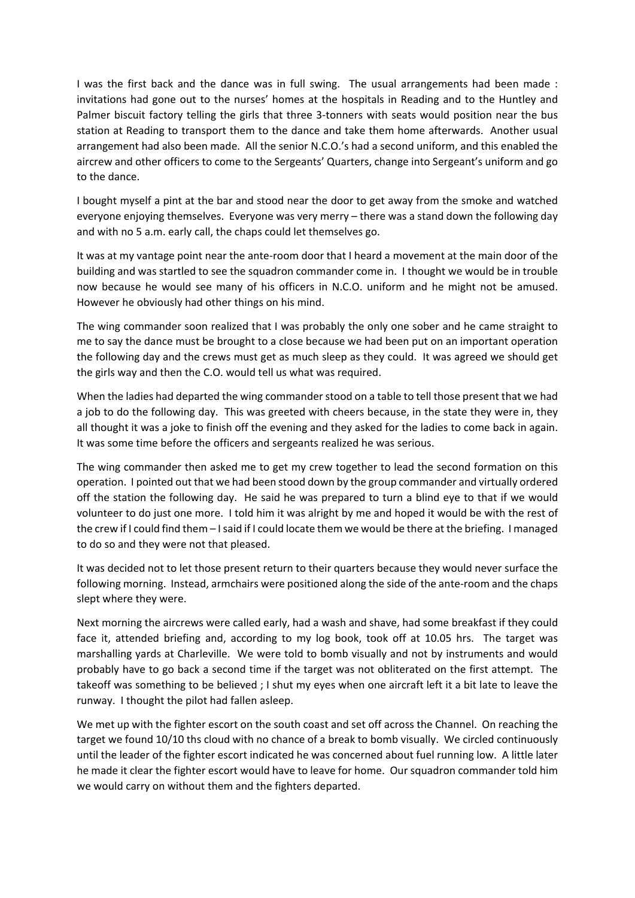I was the first back and the dance was in full swing. The usual arrangements had been made : invitations had gone out to the nurses' homes at the hospitals in Reading and to the Huntley and Palmer biscuit factory telling the girls that three 3-tonners with seats would position near the bus station at Reading to transport them to the dance and take them home afterwards. Another usual arrangement had also been made. All the senior N.C.O.'s had a second uniform, and this enabled the aircrew and other officers to come to the Sergeants' Quarters, change into Sergeant's uniform and go to the dance.

I bought myself a pint at the bar and stood near the door to get away from the smoke and watched everyone enjoying themselves. Everyone was very merry – there was a stand down the following day and with no 5 a.m. early call, the chaps could let themselves go.

It was at my vantage point near the ante-room door that I heard a movement at the main door of the building and was startled to see the squadron commander come in. I thought we would be in trouble now because he would see many of his officers in N.C.O. uniform and he might not be amused. However he obviously had other things on his mind.

The wing commander soon realized that I was probably the only one sober and he came straight to me to say the dance must be brought to a close because we had been put on an important operation the following day and the crews must get as much sleep as they could. It was agreed we should get the girls way and then the C.O. would tell us what was required.

When the ladies had departed the wing commander stood on a table to tell those present that we had a job to do the following day. This was greeted with cheers because, in the state they were in, they all thought it was a joke to finish off the evening and they asked for the ladies to come back in again. It was some time before the officers and sergeants realized he was serious.

The wing commander then asked me to get my crew together to lead the second formation on this operation. I pointed out that we had been stood down by the group commander and virtually ordered off the station the following day. He said he was prepared to turn a blind eye to that if we would volunteer to do just one more. I told him it was alright by me and hoped it would be with the rest of the crew if I could find them – I said if I could locate them we would be there at the briefing. I managed to do so and they were not that pleased.

It was decided not to let those present return to their quarters because they would never surface the following morning. Instead, armchairs were positioned along the side of the ante-room and the chaps slept where they were.

Next morning the aircrews were called early, had a wash and shave, had some breakfast if they could face it, attended briefing and, according to my log book, took off at 10.05 hrs. The target was marshalling yards at Charleville. We were told to bomb visually and not by instruments and would probably have to go back a second time if the target was not obliterated on the first attempt. The takeoff was something to be believed ; I shut my eyes when one aircraft left it a bit late to leave the runway. I thought the pilot had fallen asleep.

We met up with the fighter escort on the south coast and set off across the Channel. On reaching the target we found 10/10 ths cloud with no chance of a break to bomb visually. We circled continuously until the leader of the fighter escort indicated he was concerned about fuel running low. A little later he made it clear the fighter escort would have to leave for home. Our squadron commander told him we would carry on without them and the fighters departed.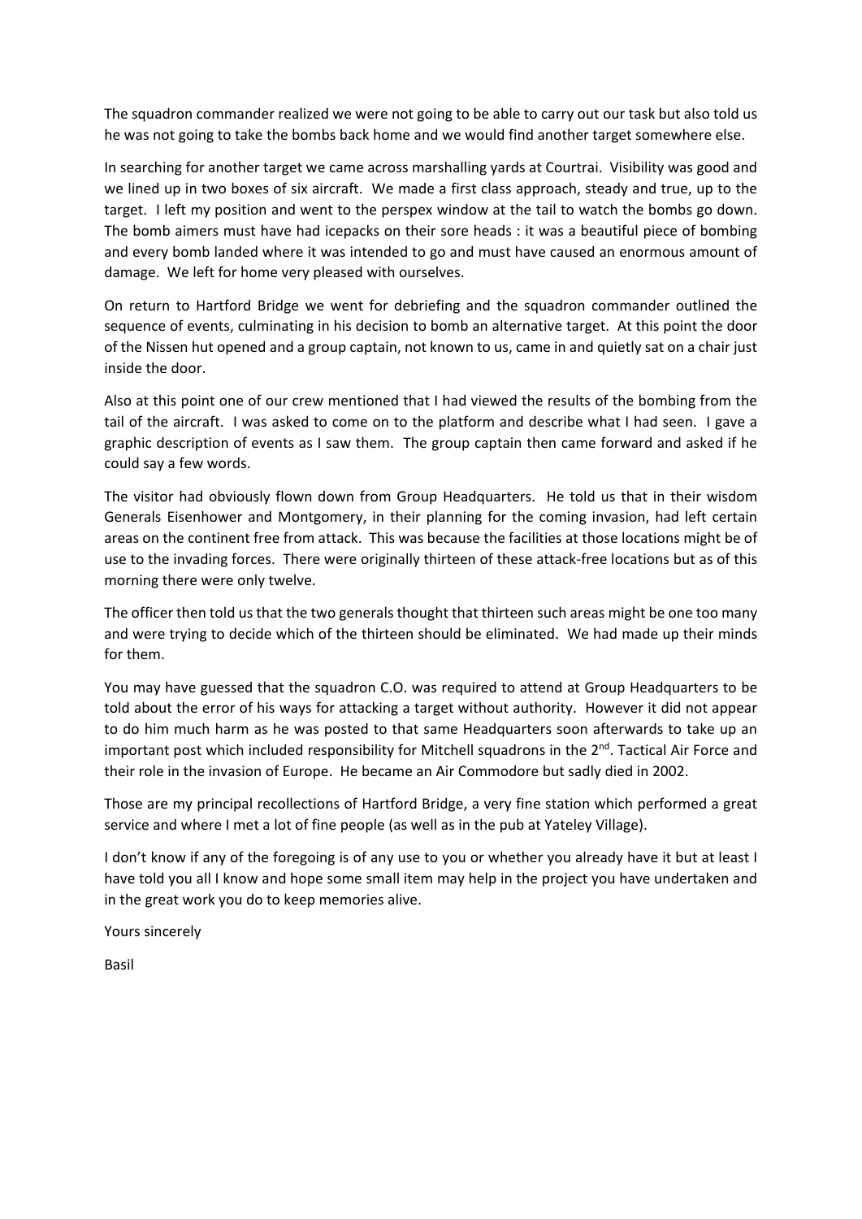The squadron commander realized we were not going to be able to carry out our task but also told us he was not going to take the bombs back home and we would find another target somewhere else.

In searching for another target we came across marshalling yards at Courtrai. Visibility was good and we lined up in two boxes of six aircraft. We made a first class approach, steady and true, up to the target. I left my position and went to the perspex window at the tail to watch the bombs go down. The bomb aimers must have had icepacks on their sore heads : it was a beautiful piece of bombing and every bomb landed where it was intended to go and must have caused an enormous amount of damage. We left for home very pleased with ourselves.

On return to Hartford Bridge we went for debriefing and the squadron commander outlined the sequence of events, culminating in his decision to bomb an alternative target. At this point the door of the Nissen hut opened and a group captain, not known to us, came in and quietly sat on a chair just inside the door.

Also at this point one of our crew mentioned that I had viewed the results of the bombing from the tail of the aircraft. I was asked to come on to the platform and describe what I had seen. I gave a graphic description of events as I saw them. The group captain then came forward and asked if he could say a few words.

The visitor had obviously flown down from Group Headquarters. He told us that in their wisdom Generals Eisenhower and Montgomery, in their planning for the coming invasion, had left certain areas on the continent free from attack. This was because the facilities at those locations might be of use to the invading forces. There were originally thirteen of these attack-free locations but as of this morning there were only twelve.

The officer then told us that the two generals thought that thirteen such areas might be one too many and were trying to decide which of the thirteen should be eliminated. We had made up their minds for them.

You may have guessed that the squadron C.O. was required to attend at Group Headquarters to be told about the error of his ways for attacking a target without authority. However it did not appear to do him much harm as he was posted to that same Headquarters soon afterwards to take up an important post which included responsibility for Mitchell squadrons in the 2nd. Tactical Air Force and their role in the invasion of Europe. He became an Air Commodore but sadly died in 2002.

Those are my principal recollections of Hartford Bridge, a very fine station which performed a great service and where I met a lot of fine people (as well as in the pub at Yateley Village).

I don't know if any of the foregoing is of any use to you or whether you already have it but at least I have told you all I know and hope some small item may help in the project you have undertaken and in the great work you do to keep memories alive.

Yours sincerely

Basil